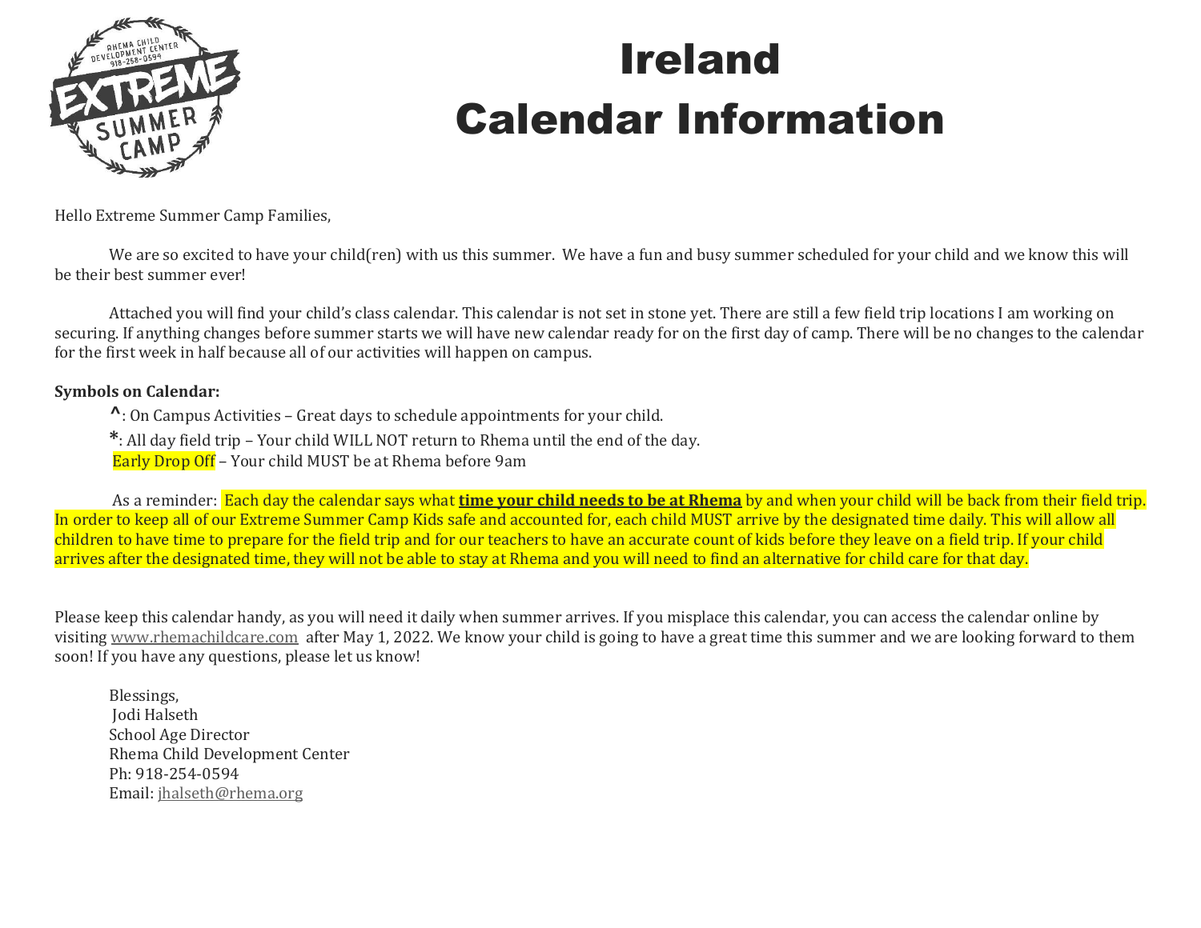# Ireland

# Calendar Information

Hello Extreme Summer Camp Families,

We are so excited to have your child(ren) with us this summer. We have a fun and busy summer scheduled for your child and we know this will be their best summer ever!

Attached you will find your child's class calendar. This calendar is not set in stone yet. There are still a few field trip locations I am working on securing. If anything changes before summer starts we will have new calendar ready for on the first day of camp. There will be no changes to the calendar for the first week in half because all of our activities will happen on campus.

**Symbols on Calendar:**

^: On Campus Activities – Great days to schedule appointments for your child.

*: All day field trip – Your child WILL NOT return to Rhema until the end of the day.

Early Drop Off – Your child MUST be at Rhema before 9am

As a reminder: Each day the calendar says what **time your child needs to be at Rhema** by and when your child will be back from their field trip. In order to keep all of our Extreme Summer Camp Kids safe and accounted for, each child MUST arrive by the designated time daily. This will allow all children to have time to prepare for the field trip and for our teachers to have an accurate count of kids before they leave on a field trip. If your child arrives after the designated time, they will not be able to stay at Rhema and you will need to find an alternative for child care for that day.

Please keep this calendar handy, as you will need it daily when summer arrives. If you misplace this calendar, you can access the calendar online by visiting www.rhemachildcare.com after May 1, 2022. We know your child is going to have a great time this summer and we are looking forward to them soon! If you have any questions, please let us know!

Blessings,
Jodi Halseth
School Age Director
Rhema Child Development Center
Ph: 918-254-0594
Email: jhalseth@rhema.org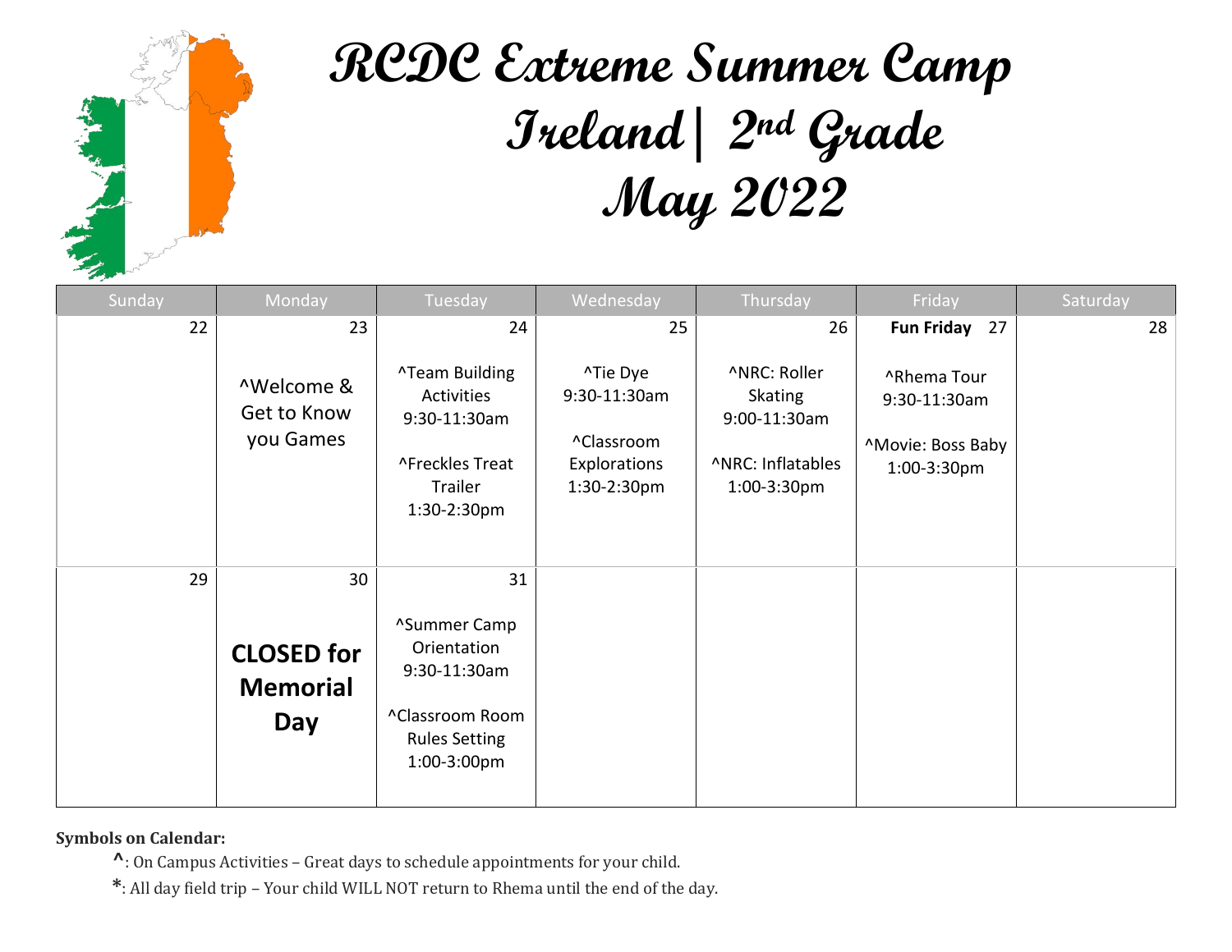# RCDC Extreme Summer Camp
# Ireland| 2nd Grade
# May 2022

| Sunday | Monday | Tuesday | Wednesday | Thursday | Friday | Saturday |
|---|---|---|---|---|---|---|
| 22 | 23<br><br>^Welcome & Get to Know you Games | 24<br><br>^Team Building Activities 9:30-11:30am<br><br>^Freckles Treat Trailer 1:30-2:30pm | 25<br><br>^Tie Dye 9:30-11:30am<br><br>^Classroom Explorations 1:30-2:30pm | 26<br><br>^NRC: Roller Skating 9:00-11:30am<br><br>^NRC: Inflatables 1:00-3:30pm | **Fun Friday** 27<br><br>^Rhema Tour 9:30-11:30am<br><br>^Movie: Boss Baby 1:00-3:30pm | 28 |
| 29 | 30<br><br>**CLOSED for Memorial Day** | 31<br><br>^Summer Camp Orientation 9:30-11:30am<br><br>^Classroom Room Rules Setting 1:00-3:00pm | | | | |

**Symbols on Calendar:**

- **^**: On Campus Activities – Great days to schedule appointments for your child.
- *: All day field trip – Your child WILL NOT return to Rhema until the end of the day.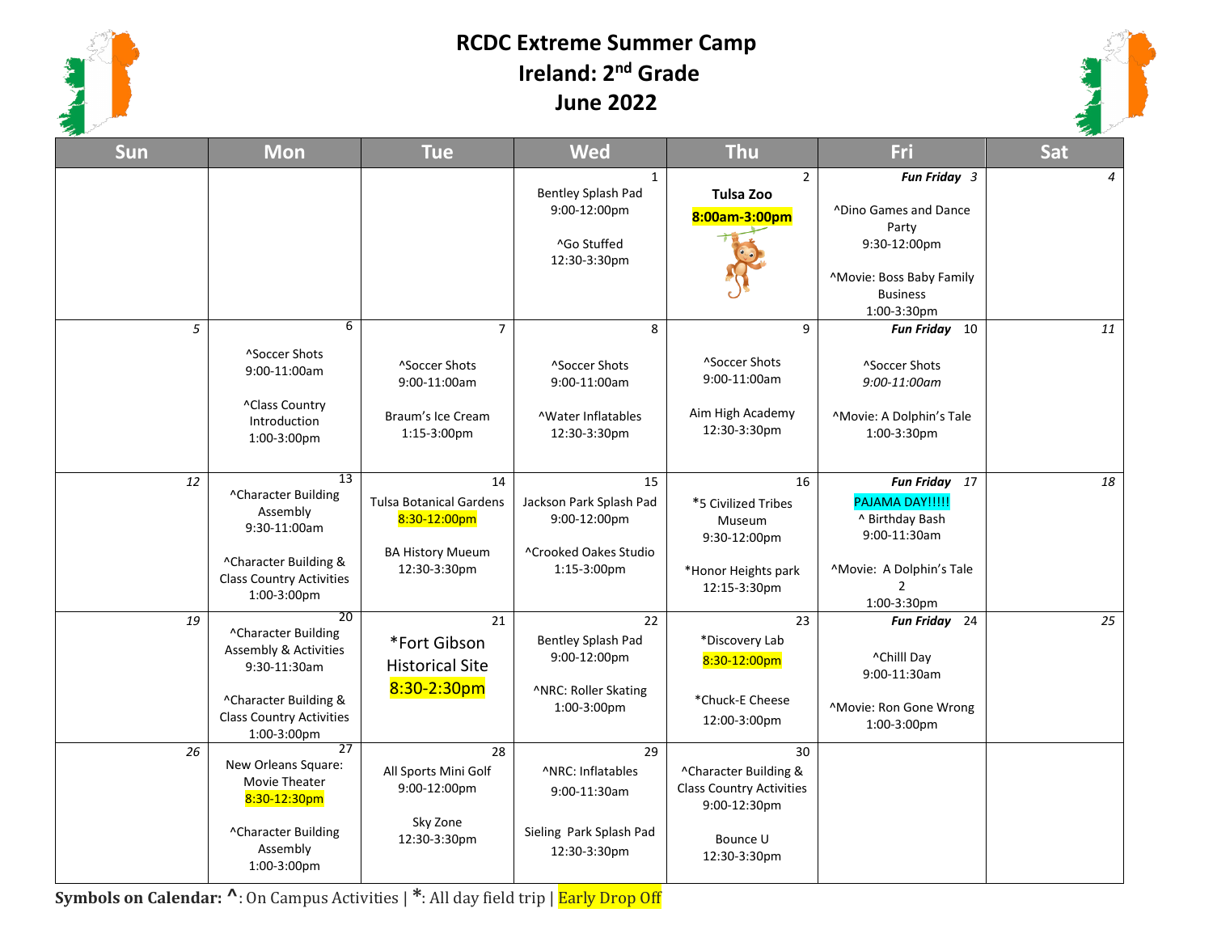# RCDC Extreme Summer Camp
# Ireland: 2nd Grade
# June 2022

| Sun | Mon | Tue | Wed | Thu | Fri | Sat |
|---|---|---|---|---|---|---|
| | | | 1 Bentley Splash Pad 9:00-12:00pm ^Go Stuffed 12:30-3:30pm | 2 **Tulsa Zoo** **8:00am-3:00pm** | ***Fun Friday*** 3 ^Dino Games and Dance Party 9:30-12:00pm ^Movie: Boss Baby Family Business 1:00-3:30pm | 4 |
| 5 | 6 ^Soccer Shots 9:00-11:00am ^Class Country Introduction 1:00-3:00pm | 7 ^Soccer Shots 9:00-11:00am Braum's Ice Cream 1:15-3:00pm | 8 ^Soccer Shots 9:00-11:00am ^Water Inflatables 12:30-3:30pm | 9 ^Soccer Shots 9:00-11:00am Aim High Academy 12:30-3:30pm | ***Fun Friday*** 10 ^Soccer Shots *9:00-11:00am* ^Movie: A Dolphin's Tale 1:00-3:30pm | 11 |
| 12 | 13 ^Character Building Assembly 9:30-11:00am ^Character Building & Class Country Activities 1:00-3:00pm | 14 Tulsa Botanical Gardens 8:30-12:00pm BA History Mueum 12:30-3:30pm | 15 Jackson Park Splash Pad 9:00-12:00pm ^Crooked Oakes Studio 1:15-3:00pm | 16 *5 Civilized Tribes Museum 9:30-12:00pm *Honor Heights park 12:15-3:30pm | ***Fun Friday*** 17 PAJAMA DAY!!!!! ^ Birthday Bash 9:00-11:30am ^Movie: A Dolphin's Tale 2 1:00-3:30pm | 18 |
| 19 | 20 ^Character Building Assembly & Activities 9:30-11:30am ^Character Building & Class Country Activities 1:00-3:00pm | 21 *Fort Gibson Historical Site 8:30-2:30pm | 22 Bentley Splash Pad 9:00-12:00pm ^NRC: Roller Skating 1:00-3:00pm | 23 *Discovery Lab 8:30-12:00pm *Chuck-E Cheese 12:00-3:00pm | ***Fun Friday*** 24 ^Chilll Day 9:00-11:30am ^Movie: Ron Gone Wrong 1:00-3:00pm | 25 |
| 26 | 27 New Orleans Square: Movie Theater 8:30-12:30pm ^Character Building Assembly 1:00-3:00pm | 28 All Sports Mini Golf 9:00-12:00pm Sky Zone 12:30-3:30pm | 29 ^NRC: Inflatables 9:00-11:30am Sieling Park Splash Pad 12:30-3:30pm | 30 ^Character Building & Class Country Activities 9:00-12:30pm Bounce U 12:30-3:30pm | | |

**Symbols on Calendar: ^**: On Campus Activities | *****: All day field trip | Early Drop Off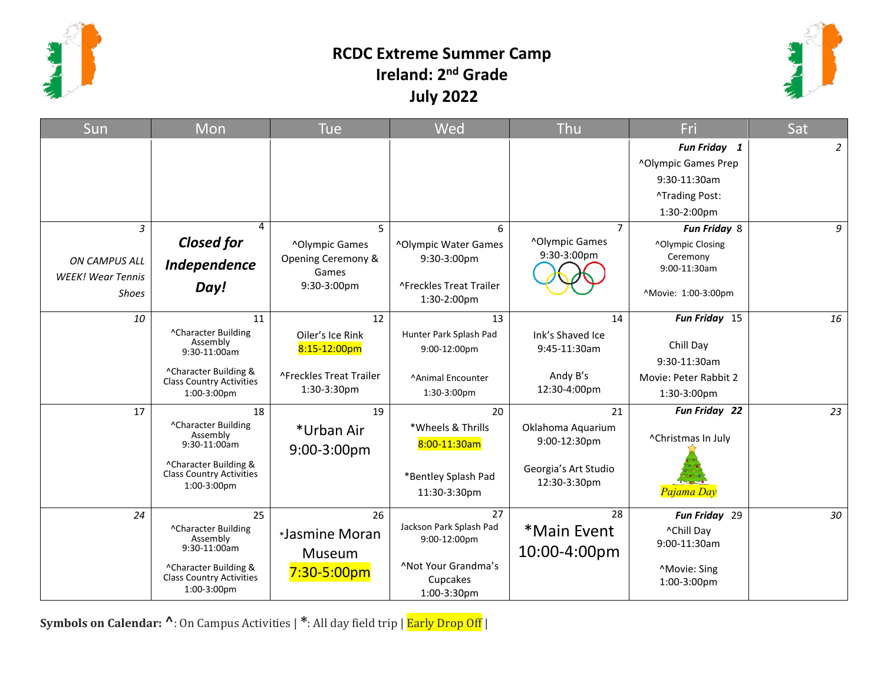# RCDC Extreme Summer Camp
## Ireland: 2nd Grade
## July 2022

| Sun | Mon | Tue | Wed | Thu | Fri | Sat |
|---|---|---|---|---|---|---|
| | | | | | ***Fun Friday* 1**<br>^Olympic Games Prep<br>9:30-11:30am<br>^Trading Post:<br>1:30-2:00pm | 2 |
| 3<br>*ON CAMPUS ALL WEEK! Wear Tennis Shoes* | 4<br>***Closed for Independence Day!*** | 5<br>^Olympic Games Opening Ceremony & Games<br>9:30-3:00pm | 6<br>^Olympic Water Games<br>9:30-3:00pm<br>^Freckles Treat Trailer<br>1:30-2:00pm | 7<br>^Olympic Games<br>9:30-3:00pm | ***Fun Friday*** 8<br>^Olympic Closing Ceremony<br>9:00-11:30am<br>^Movie: 1:00-3:00pm | 9 |
| 10 | 11<br>^Character Building Assembly<br>9:30-11:00am<br>^Character Building & Class Country Activities<br>1:00-3:00pm | 12<br>Oiler's Ice Rink<br>8:15-12:00pm<br>^Freckles Treat Trailer<br>1:30-3:30pm | 13<br>Hunter Park Splash Pad<br>9:00-12:00pm<br>^Animal Encounter<br>1:30-3:00pm | 14<br>Ink's Shaved Ice<br>9:45-11:30am<br>Andy B's<br>12:30-4:00pm | ***Fun Friday*** 15<br>Chill Day<br>9:30-11:30am<br>Movie: Peter Rabbit 2<br>1:30-3:00pm | 16 |
| 17 | 18<br>^Character Building Assembly<br>9:30-11:00am<br>^Character Building & Class Country Activities<br>1:00-3:00pm | 19<br>*Urban Air<br>9:00-3:00pm | 20<br>*Wheels & Thrills<br>8:00-11:30am<br>*Bentley Splash Pad<br>11:30-3:30pm | 21<br>Oklahoma Aquarium<br>9:00-12:30pm<br>Georgia's Art Studio<br>12:30-3:30pm | ***Fun Friday 22***<br>^Christmas In July<br>*Pajama Day* | 23 |
| 24 | 25<br>^Character Building Assembly<br>9:30-11:00am<br>^Character Building & Class Country Activities<br>1:00-3:00pm | 26<br>*Jasmine Moran Museum<br>7:30-5:00pm | 27<br>Jackson Park Splash Pad<br>9:00-12:00pm<br>^Not Your Grandma's Cupcakes<br>1:00-3:30pm | 28<br>*Main Event<br>10:00-4:00pm | ***Fun Friday*** 29<br>^Chill Day<br>9:00-11:30am<br>^Movie: Sing<br>1:00-3:00pm | 30 |

**Symbols on Calendar: ^**: On Campus Activities | *****: All day field trip | Early Drop Off |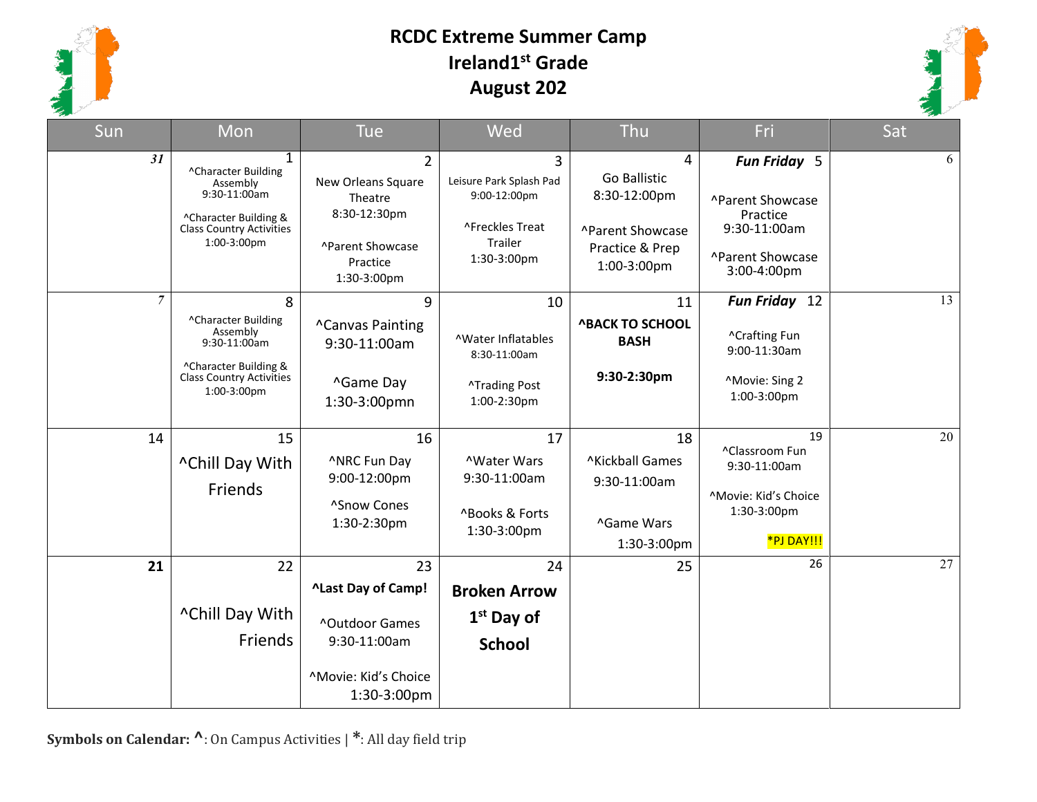# RCDC Extreme Summer Camp

## Ireland1st Grade

## August 202

| Sun | Mon | Tue | Wed | Thu | Fri | Sat |
|---|---|---|---|---|---|---|
| *31* | 1<br>^Character Building Assembly<br>9:30-11:00am<br>^Character Building & Class Country Activities<br>1:00-3:00pm | 2<br>New Orleans Square Theatre<br>8:30-12:30pm<br>^Parent Showcase Practice<br>1:30-3:00pm | 3<br>Leisure Park Splash Pad<br>9:00-12:00pm<br>^Freckles Treat Trailer<br>1:30-3:00pm | 4<br>Go Ballistic<br>8:30-12:00pm<br>^Parent Showcase Practice & Prep<br>1:00-3:00pm | ***Fun Friday*** 5<br>^Parent Showcase Practice<br>9:30-11:00am<br>^Parent Showcase<br>3:00-4:00pm | 6 |
| 7 | 8<br>^Character Building Assembly<br>9:30-11:00am<br>^Character Building & Class Country Activities<br>1:00-3:00pm | 9<br>^Canvas Painting<br>9:30-11:00am<br>^Game Day<br>1:30-3:00pmn | 10<br>^Water Inflatables<br>8:30-11:00am<br>^Trading Post<br>1:00-2:30pm | 11<br>**^BACK TO SCHOOL BASH**<br>**9:30-2:30pm** | ***Fun Friday*** 12<br>^Crafting Fun<br>9:00-11:30am<br>^Movie: Sing 2<br>1:00-3:00pm | 13 |
| 14 | 15<br>^Chill Day With Friends | 16<br>^NRC Fun Day<br>9:00-12:00pm<br>^Snow Cones<br>1:30-2:30pm | 17<br>^Water Wars<br>9:30-11:00am<br>^Books & Forts<br>1:30-3:00pm | 18<br>^Kickball Games<br>9:30-11:00am<br>^Game Wars<br>1:30-3:00pm | 19<br>^Classroom Fun<br>9:30-11:00am<br>^Movie: Kid's Choice<br>1:30-3:00pm<br>*PJ DAY!!! | 20 |
| **21** | 22<br>^Chill Day With Friends | 23<br>**^Last Day of Camp!**<br>^Outdoor Games<br>9:30-11:00am<br>^Movie: Kid's Choice<br>1:30-3:00pm | 24<br>**Broken Arrow 1st Day of School** | 25 | 26 | 27 |

**Symbols on Calendar: ^**: On Campus Activities | **\***: All day field trip